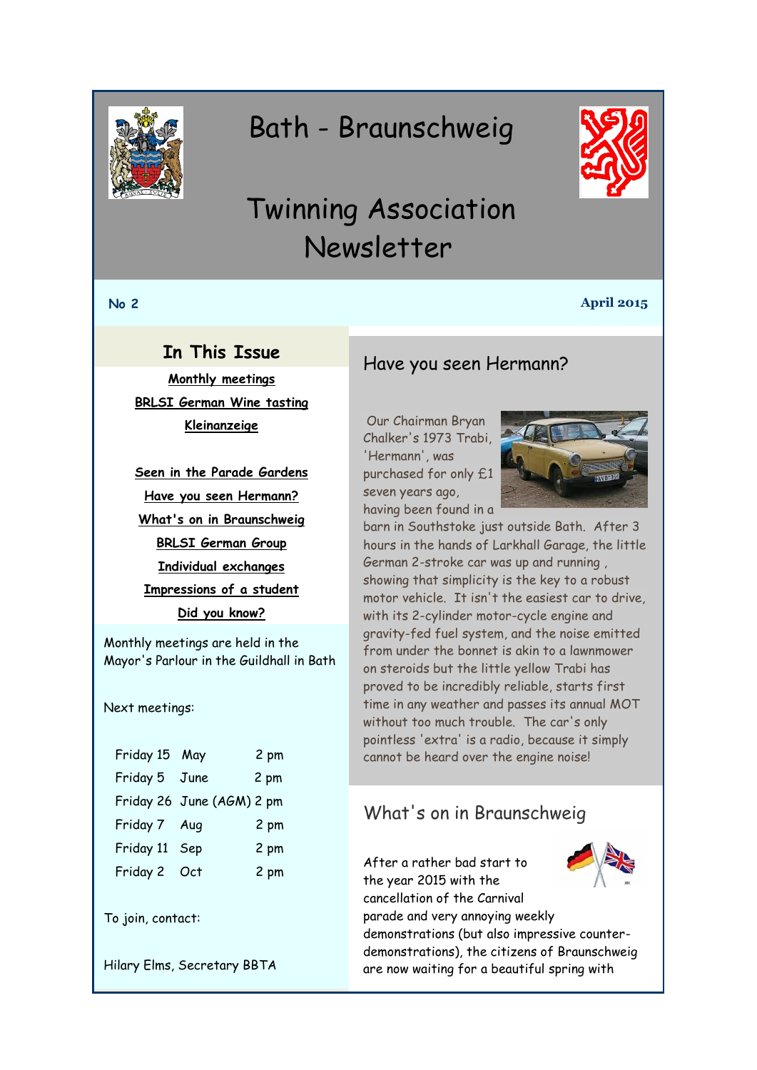# Bath - Braunschweig

# Twinning Association Newsletter

**No 2** **April 2015**

## In This Issue

Monthly meetings

BRLSI German Wine tasting

Kleinanzeige

Seen in the Parade Gardens

Have you seen Hermann?

What's on in Braunschweig

BRLSI German Group

Individual exchanges

Impressions of a student

Did you know?

Monthly meetings are held in the Mayor's Parlour in the Guildhall in Bath

Next meetings:

| | | |
|---|---|---|
| Friday 15 | May | 2 pm |
| Friday 5 | June | 2 pm |
| Friday 26 | June (AGM) | 2 pm |
| Friday 7 | Aug | 2 pm |
| Friday 11 | Sep | 2 pm |
| Friday 2 | Oct | 2 pm |

To join, contact:

Hilary Elms, Secretary BBTA

## Have you seen Hermann?

Our Chairman Bryan Chalker's 1973 Trabi, 'Hermann', was purchased for only £1 seven years ago, having been found in a barn in Southstoke just outside Bath. After 3 hours in the hands of Larkhall Garage, the little German 2-stroke car was up and running , showing that simplicity is the key to a robust motor vehicle. It isn't the easiest car to drive, with its 2-cylinder motor-cycle engine and gravity-fed fuel system, and the noise emitted from under the bonnet is akin to a lawnmower on steroids but the little yellow Trabi has proved to be incredibly reliable, starts first time in any weather and passes its annual MOT without too much trouble. The car's only pointless 'extra' is a radio, because it simply cannot be heard over the engine noise!

## What's on in Braunschweig

After a rather bad start to the year 2015 with the cancellation of the Carnival parade and very annoying weekly demonstrations (but also impressive counter-demonstrations), the citizens of Braunschweig are now waiting for a beautiful spring with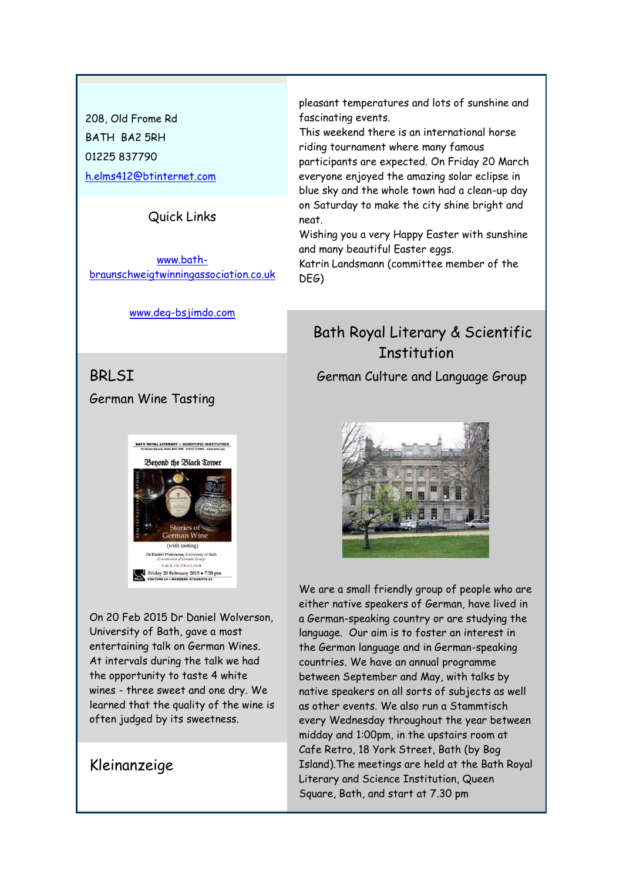208, Old Frome Rd
BATH BA2 5RH
01225 837790
h.elms412@btinternet.com

Quick Links

www.bath-braunschweigtwinningassociation.co.uk

www.deg-bs.jimdo.com

## BRLSI

### German Wine Tasting

On 20 Feb 2015 Dr Daniel Wolverson, University of Bath, gave a most entertaining talk on German Wines. At intervals during the talk we had the opportunity to taste 4 white wines - three sweet and one dry. We learned that the quality of the wine is often judged by its sweetness.

## Kleinanzeige

pleasant temperatures and lots of sunshine and fascinating events.
This weekend there is an international horse riding tournament where many famous participants are expected. On Friday 20 March everyone enjoyed the amazing solar eclipse in blue sky and the whole town had a clean-up day on Saturday to make the city shine bright and neat.
Wishing you a very Happy Easter with sunshine and many beautiful Easter eggs.
Katrin Landsmann (committee member of the DEG)

## Bath Royal Literary & Scientific Institution

### German Culture and Language Group

We are a small friendly group of people who are either native speakers of German, have lived in a German-speaking country or are studying the language. Our aim is to foster an interest in the German language and in German-speaking countries. We have an annual programme between September and May, with talks by native speakers on all sorts of subjects as well as other events. We also run a Stammtisch every Wednesday throughout the year between midday and 1:00pm, in the upstairs room at Cafe Retro, 18 York Street, Bath (by Bog Island).The meetings are held at the Bath Royal Literary and Science Institution, Queen Square, Bath, and start at 7.30 pm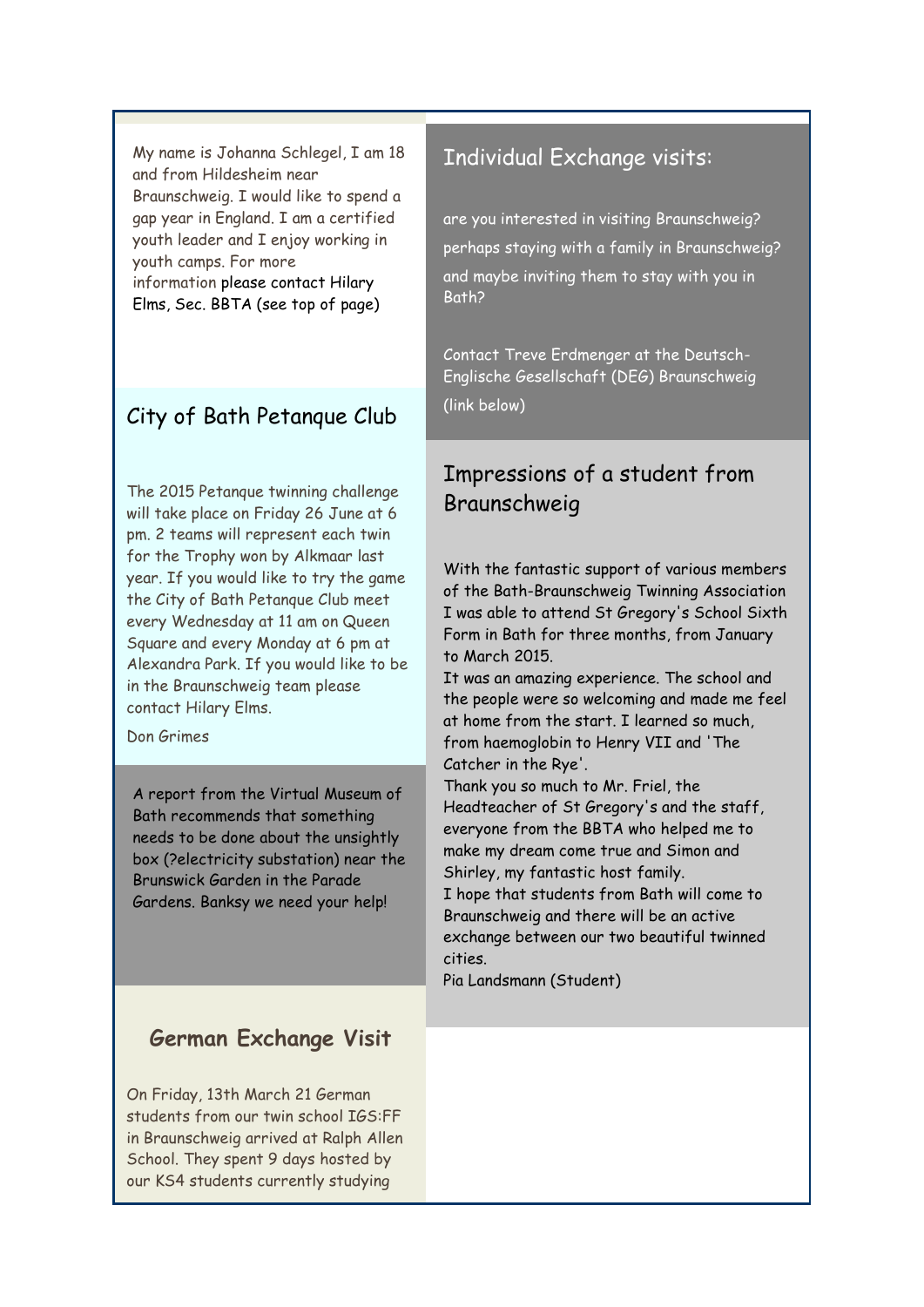My name is Johanna Schlegel, I am 18 and from Hildesheim near Braunschweig. I would like to spend a gap year in England. I am a certified youth leader and I enjoy working in youth camps. For more information please contact Hilary Elms, Sec. BBTA (see top of page)

## City of Bath Petanque Club

The 2015 Petanque twinning challenge will take place on Friday 26 June at 6 pm. 2 teams will represent each twin for the Trophy won by Alkmaar last year. If you would like to try the game the City of Bath Petanque Club meet every Wednesday at 11 am on Queen Square and every Monday at 6 pm at Alexandra Park. If you would like to be in the Braunschweig team please contact Hilary Elms.

Don Grimes

A report from the Virtual Museum of Bath recommends that something needs to be done about the unsightly box (?electricity substation) near the Brunswick Garden in the Parade Gardens. Banksy we need your help!

## German Exchange Visit

On Friday, 13th March 21 German students from our twin school IGS:FF in Braunschweig arrived at Ralph Allen School. They spent 9 days hosted by our KS4 students currently studying

## Individual Exchange visits:

are you interested in visiting Braunschweig?

perhaps staying with a family in Braunschweig?

and maybe inviting them to stay with you in Bath?

Contact Treve Erdmenger at the Deutsch-Englische Gesellschaft (DEG) Braunschweig (link below)

## Impressions of a student from Braunschweig

With the fantastic support of various members of the Bath-Braunschweig Twinning Association I was able to attend St Gregory's School Sixth Form in Bath for three months, from January to March 2015.
It was an amazing experience. The school and the people were so welcoming and made me feel at home from the start. I learned so much, from haemoglobin to Henry VII and 'The Catcher in the Rye'.
Thank you so much to Mr. Friel, the Headteacher of St Gregory's and the staff, everyone from the BBTA who helped me to make my dream come true and Simon and Shirley, my fantastic host family.
I hope that students from Bath will come to Braunschweig and there will be an active exchange between our two beautiful twinned cities.
Pia Landsmann (Student)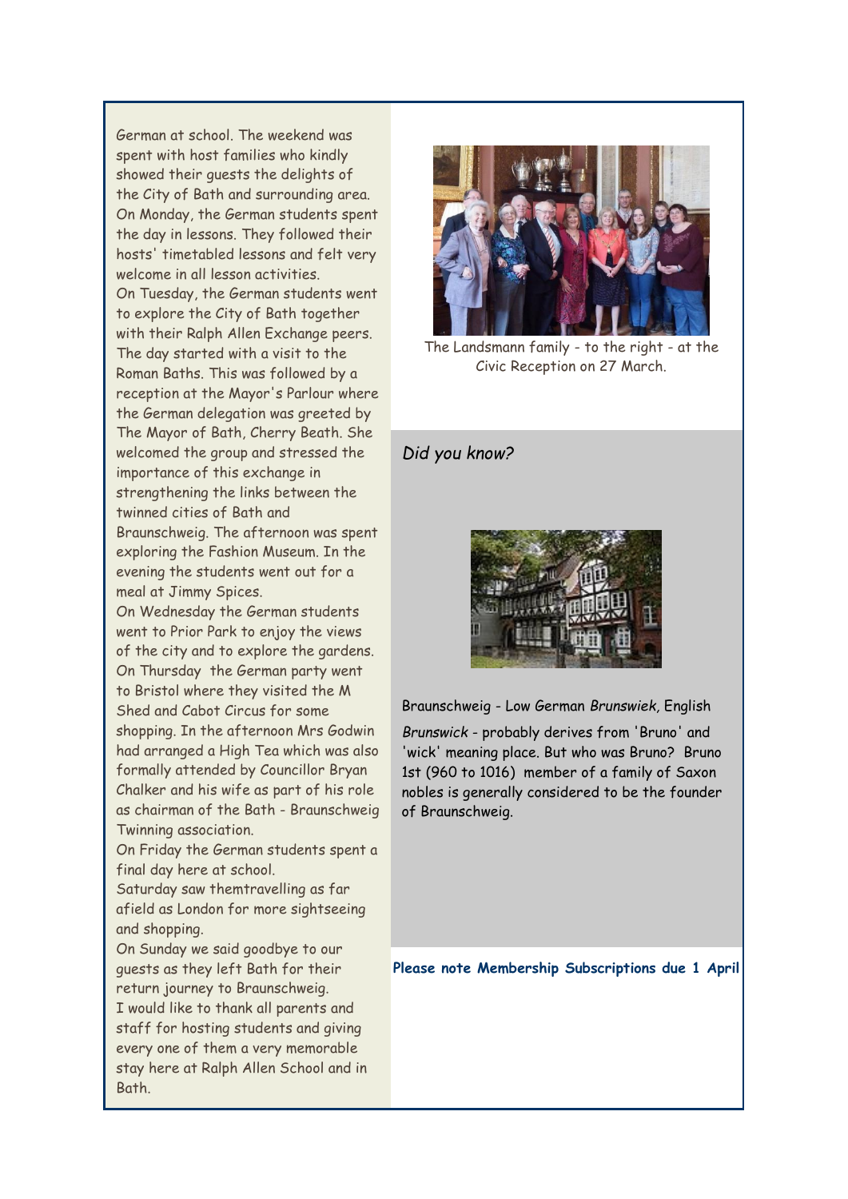German at school. The weekend was spent with host families who kindly showed their guests the delights of the City of Bath and surrounding area.
On Monday, the German students spent the day in lessons. They followed their hosts' timetabled lessons and felt very welcome in all lesson activities.
On Tuesday, the German students went to explore the City of Bath together with their Ralph Allen Exchange peers. The day started with a visit to the Roman Baths. This was followed by a reception at the Mayor's Parlour where the German delegation was greeted by The Mayor of Bath, Cherry Beath. She welcomed the group and stressed the importance of this exchange in strengthening the links between the twinned cities of Bath and Braunschweig. The afternoon was spent exploring the Fashion Museum. In the evening the students went out for a meal at Jimmy Spices.
On Wednesday the German students went to Prior Park to enjoy the views of the city and to explore the gardens.
On Thursday the German party went to Bristol where they visited the M Shed and Cabot Circus for some shopping. In the afternoon Mrs Godwin had arranged a High Tea which was also formally attended by Councillor Bryan Chalker and his wife as part of his role as chairman of the Bath - Braunschweig Twinning association.
On Friday the German students spent a final day here at school.
Saturday saw themtravelling as far afield as London for more sightseeing and shopping.
On Sunday we said goodbye to our guests as they left Bath for their return journey to Braunschweig.
I would like to thank all parents and staff for hosting students and giving every one of them a very memorable stay here at Ralph Allen School and in Bath.

The Landsmann family - to the right - at the Civic Reception on 27 March.

*Did you know?*

Braunschweig - Low German *Brunswiek*, English *Brunswick* - probably derives from 'Bruno' and 'wick' meaning place. But who was Bruno? Bruno 1st (960 to 1016) member of a family of Saxon nobles is generally considered to be the founder of Braunschweig.

**Please note Membership Subscriptions due 1 April**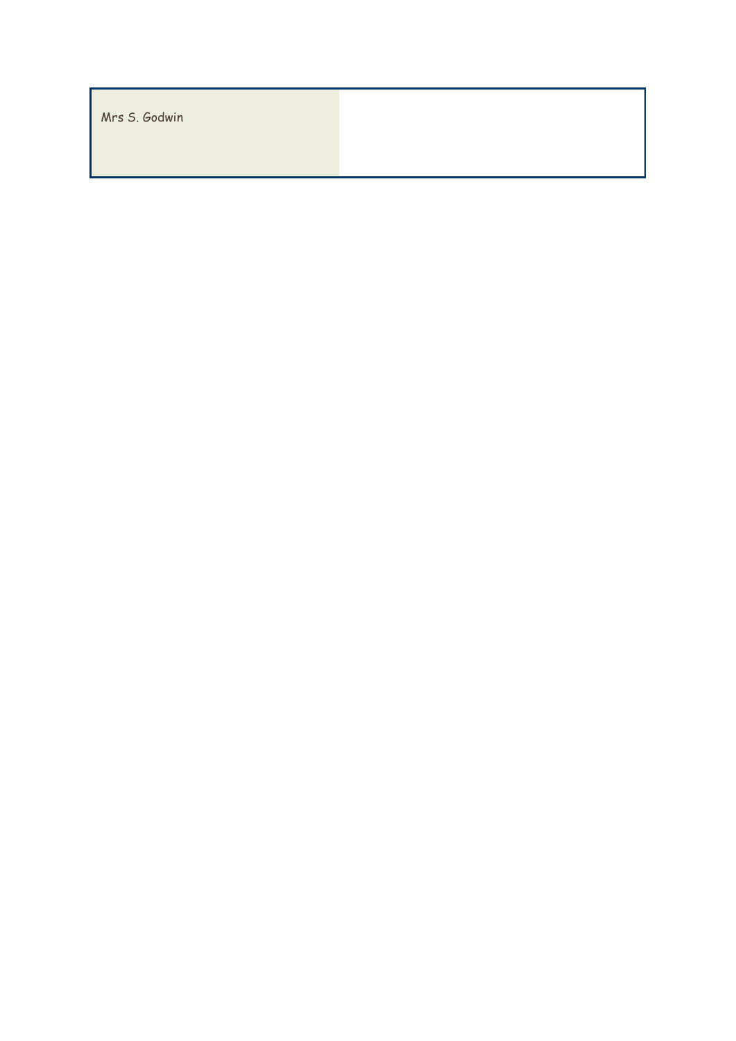| | |
|---|---|
| Mrs S. Godwin | |